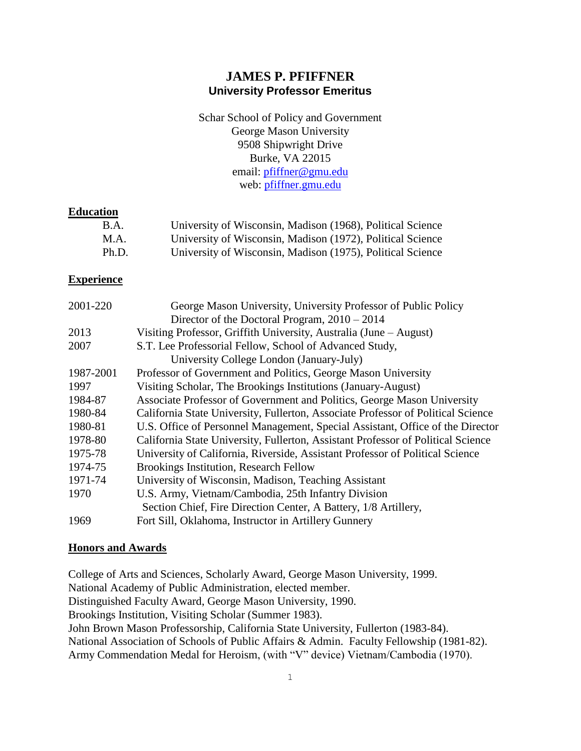# JAMES P. PFIFFNER
**University Professor Emeritus**

Schar School of Policy and Government
George Mason University
9508 Shipwright Drive
Burke, VA 22015
email: [pfiffner@gmu.edu](mailto:pfiffner@gmu.edu)
web: [pfiffner.gmu.edu](pfiffner.gmu.edu)

## Education

| | |
|---|---|
| B.A. | University of Wisconsin, Madison (1968), Political Science |
| M.A. | University of Wisconsin, Madison (1972), Political Science |
| Ph.D. | University of Wisconsin, Madison (1975), Political Science |

## Experience

| | |
|---|---|
| 2001-220 | George Mason University, University Professor of Public Policy<br>Director of the Doctoral Program, 2010 – 2014 |
| 2013 | Visiting Professor, Griffith University, Australia (June – August) |
| 2007 | S.T. Lee Professorial Fellow, School of Advanced Study,<br>University College London (January-July) |
| 1987-2001 | Professor of Government and Politics, George Mason University |
| 1997 | Visiting Scholar, The Brookings Institutions (January-August) |
| 1984-87 | Associate Professor of Government and Politics, George Mason University |
| 1980-84 | California State University, Fullerton, Associate Professor of Political Science |
| 1980-81 | U.S. Office of Personnel Management, Special Assistant, Office of the Director |
| 1978-80 | California State University, Fullerton, Assistant Professor of Political Science |
| 1975-78 | University of California, Riverside, Assistant Professor of Political Science |
| 1974-75 | Brookings Institution, Research Fellow |
| 1971-74 | University of Wisconsin, Madison, Teaching Assistant |
| 1970 | U.S. Army, Vietnam/Cambodia, 25th Infantry Division<br>Section Chief, Fire Direction Center, A Battery, 1/8 Artillery, |
| 1969 | Fort Sill, Oklahoma, Instructor in Artillery Gunnery |

## Honors and Awards

College of Arts and Sciences, Scholarly Award, George Mason University, 1999.
National Academy of Public Administration, elected member.
Distinguished Faculty Award, George Mason University, 1990.
Brookings Institution, Visiting Scholar (Summer 1983).
John Brown Mason Professorship, California State University, Fullerton (1983-84).
National Association of Schools of Public Affairs & Admin. Faculty Fellowship (1981-82).
Army Commendation Medal for Heroism, (with "V" device) Vietnam/Cambodia (1970).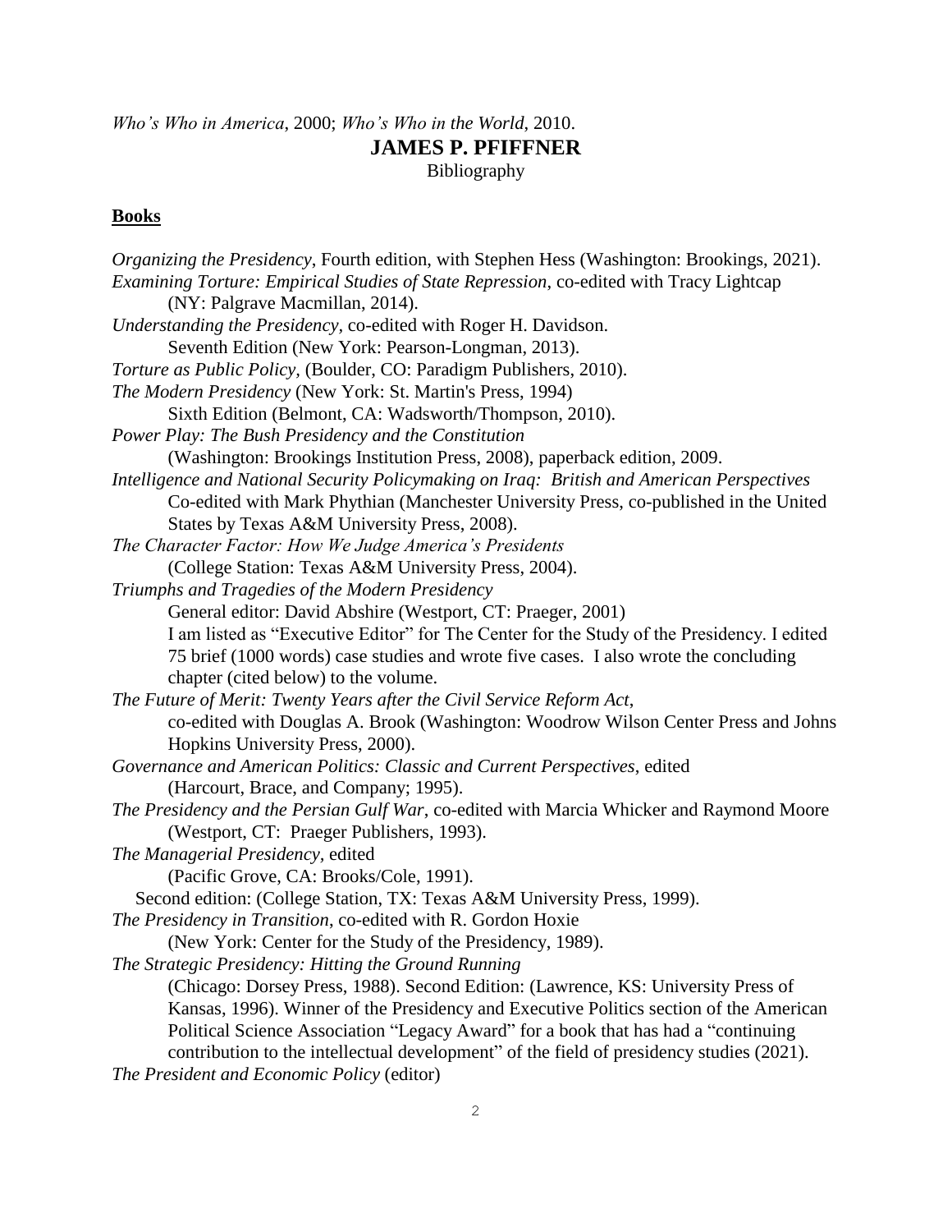*Who's Who in America*, 2000; *Who's Who in the World*, 2010.

# JAMES P. PFIFFNER

Bibliography

## **Books**

*Organizing the Presidency*, Fourth edition, with Stephen Hess (Washington: Brookings, 2021).

*Examining Torture: Empirical Studies of State Repression*, co-edited with Tracy Lightcap (NY: Palgrave Macmillan, 2014).

*Understanding the Presidency,* co-edited with Roger H. Davidson. Seventh Edition (New York: Pearson-Longman, 2013).

*Torture as Public Policy,* (Boulder, CO: Paradigm Publishers, 2010).

*The Modern Presidency* (New York: St. Martin's Press, 1994) Sixth Edition (Belmont, CA: Wadsworth/Thompson, 2010).

*Power Play: The Bush Presidency and the Constitution* (Washington: Brookings Institution Press, 2008), paperback edition, 2009.

*Intelligence and National Security Policymaking on Iraq: British and American Perspectives* Co-edited with Mark Phythian (Manchester University Press, co-published in the United States by Texas A&M University Press, 2008).

*The Character Factor: How We Judge America's Presidents* (College Station: Texas A&M University Press, 2004).

*Triumphs and Tragedies of the Modern Presidency* General editor: David Abshire (Westport, CT: Praeger, 2001) I am listed as "Executive Editor" for The Center for the Study of the Presidency. I edited 75 brief (1000 words) case studies and wrote five cases. I also wrote the concluding chapter (cited below) to the volume.

*The Future of Merit: Twenty Years after the Civil Service Reform Act*, co-edited with Douglas A. Brook (Washington: Woodrow Wilson Center Press and Johns Hopkins University Press, 2000).

*Governance and American Politics: Classic and Current Perspectives*, edited (Harcourt, Brace, and Company; 1995).

*The Presidency and the Persian Gulf War*, co-edited with Marcia Whicker and Raymond Moore (Westport, CT: Praeger Publishers, 1993).

*The Managerial Presidency*, edited (Pacific Grove, CA: Brooks/Cole, 1991). Second edition: (College Station, TX: Texas A&M University Press, 1999).

*The Presidency in Transition*, co-edited with R. Gordon Hoxie (New York: Center for the Study of the Presidency, 1989).

*The Strategic Presidency: Hitting the Ground Running* (Chicago: Dorsey Press, 1988). Second Edition: (Lawrence, KS: University Press of Kansas, 1996). Winner of the Presidency and Executive Politics section of the American Political Science Association "Legacy Award" for a book that has had a "continuing contribution to the intellectual development" of the field of presidency studies (2021).

*The President and Economic Policy* (editor)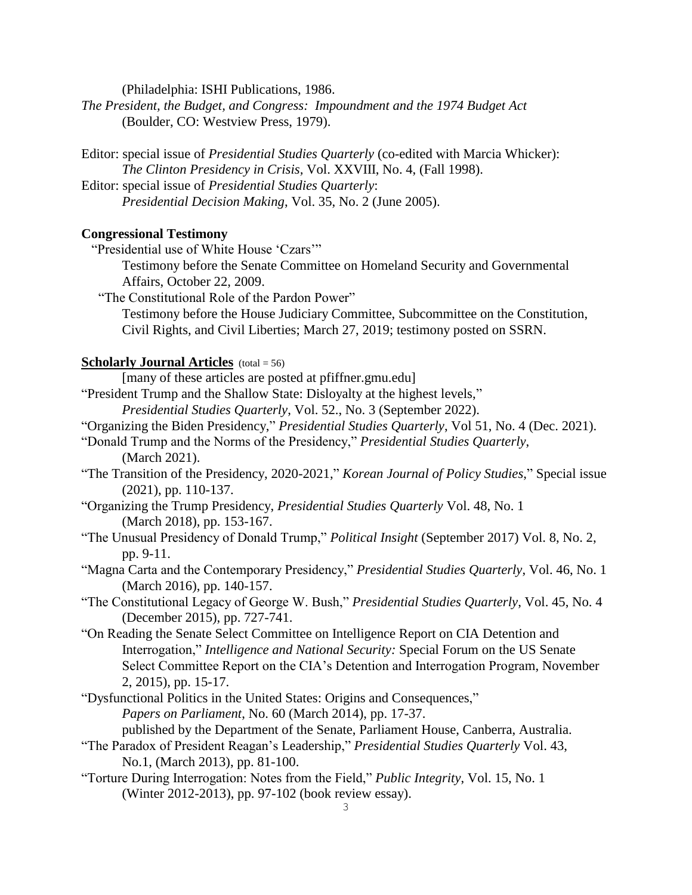(Philadelphia: ISHI Publications, 1986.

*The President, the Budget, and Congress: Impoundment and the 1974 Budget Act* (Boulder, CO: Westview Press, 1979).

Editor: special issue of *Presidential Studies Quarterly* (co-edited with Marcia Whicker): *The Clinton Presidency in Crisis*, Vol. XXVIII, No. 4, (Fall 1998).

Editor: special issue of *Presidential Studies Quarterly*: *Presidential Decision Making*, Vol. 35, No. 2 (June 2005).

**Congressional Testimony**

"Presidential use of White House 'Czars'"
Testimony before the Senate Committee on Homeland Security and Governmental Affairs, October 22, 2009.

"The Constitutional Role of the Pardon Power"
Testimony before the House Judiciary Committee, Subcommittee on the Constitution, Civil Rights, and Civil Liberties; March 27, 2019; testimony posted on SSRN.

**Scholarly Journal Articles** (total = 56)

[many of these articles are posted at pfiffner.gmu.edu]

"President Trump and the Shallow State: Disloyalty at the highest levels," *Presidential Studies Quarterly*, Vol. 52., No. 3 (September 2022).

"Organizing the Biden Presidency," *Presidential Studies Quarterly*, Vol 51, No. 4 (Dec. 2021).

"Donald Trump and the Norms of the Presidency," *Presidential Studies Quarterly*, (March 2021).

"The Transition of the Presidency, 2020-2021," *Korean Journal of Policy Studies*," Special issue (2021), pp. 110-137.

"Organizing the Trump Presidency, *Presidential Studies Quarterly* Vol. 48, No. 1 (March 2018), pp. 153-167.

"The Unusual Presidency of Donald Trump," *Political Insight* (September 2017) Vol. 8, No. 2, pp. 9-11.

"Magna Carta and the Contemporary Presidency," *Presidential Studies Quarterly*, Vol. 46, No. 1 (March 2016), pp. 140-157.

"The Constitutional Legacy of George W. Bush," *Presidential Studies Quarterly*, Vol. 45, No. 4 (December 2015), pp. 727-741.

"On Reading the Senate Select Committee on Intelligence Report on CIA Detention and Interrogation," *Intelligence and National Security:* Special Forum on the US Senate Select Committee Report on the CIA's Detention and Interrogation Program, November 2, 2015), pp. 15-17.

"Dysfunctional Politics in the United States: Origins and Consequences," *Papers on Parliament*, No. 60 (March 2014), pp. 17-37.
published by the Department of the Senate, Parliament House, Canberra, Australia.

"The Paradox of President Reagan's Leadership," *Presidential Studies Quarterly* Vol. 43, No.1, (March 2013), pp. 81-100.

"Torture During Interrogation: Notes from the Field," *Public Integrity*, Vol. 15, No. 1 (Winter 2012-2013), pp. 97-102 (book review essay).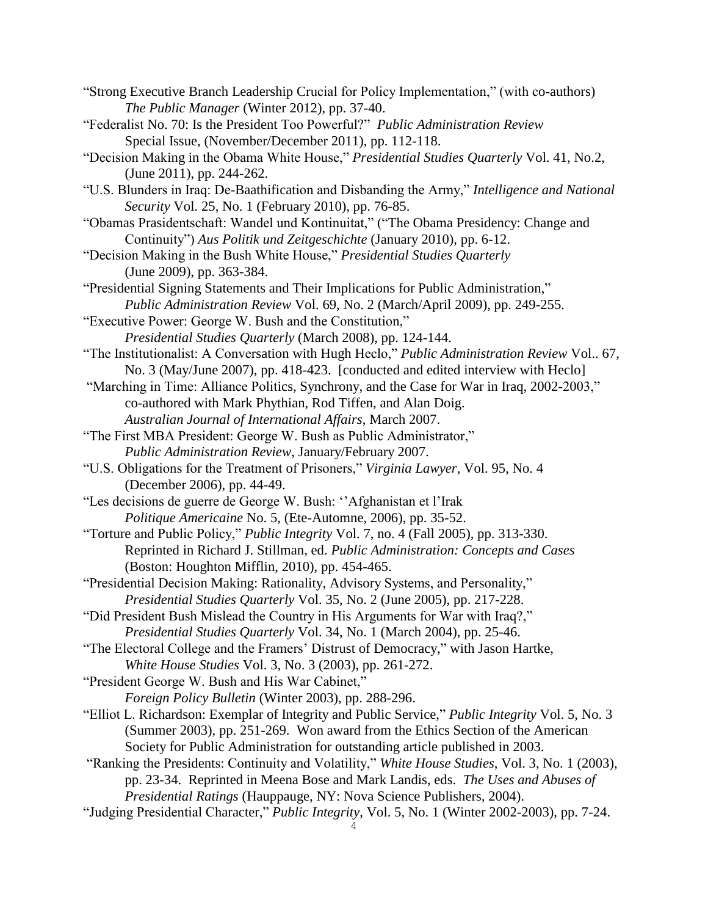"Strong Executive Branch Leadership Crucial for Policy Implementation," (with co-authors) *The Public Manager* (Winter 2012), pp. 37-40.

"Federalist No. 70: Is the President Too Powerful?" *Public Administration Review* Special Issue, (November/December 2011), pp. 112-118.

"Decision Making in the Obama White House," *Presidential Studies Quarterly* Vol. 41, No.2, (June 2011), pp. 244-262.

"U.S. Blunders in Iraq: De-Baathification and Disbanding the Army," *Intelligence and National Security* Vol. 25, No. 1 (February 2010), pp. 76-85.

"Obamas Prasidentschaft: Wandel und Kontinuitat," ("The Obama Presidency: Change and Continuity") *Aus Politik und Zeitgeschichte* (January 2010), pp. 6-12.

"Decision Making in the Bush White House," *Presidential Studies Quarterly* (June 2009), pp. 363-384.

"Presidential Signing Statements and Their Implications for Public Administration," *Public Administration Review* Vol. 69, No. 2 (March/April 2009), pp. 249-255.

"Executive Power: George W. Bush and the Constitution," *Presidential Studies Quarterly* (March 2008), pp. 124-144.

"The Institutionalist: A Conversation with Hugh Heclo," *Public Administration Review* Vol.. 67, No. 3 (May/June 2007), pp. 418-423. [conducted and edited interview with Heclo]

"Marching in Time: Alliance Politics, Synchrony, and the Case for War in Iraq, 2002-2003," co-authored with Mark Phythian, Rod Tiffen, and Alan Doig. *Australian Journal of International Affairs*, March 2007.

"The First MBA President: George W. Bush as Public Administrator," *Public Administration Review*, January/February 2007.

"U.S. Obligations for the Treatment of Prisoners," *Virginia Lawyer*, Vol. 95, No. 4 (December 2006), pp. 44-49.

"Les decisions de guerre de George W. Bush: ''Afghanistan et l'Irak *Politique Americaine* No. 5, (Ete-Automne, 2006), pp. 35-52.

"Torture and Public Policy," *Public Integrity* Vol. 7, no. 4 (Fall 2005), pp. 313-330. Reprinted in Richard J. Stillman, ed. *Public Administration: Concepts and Cases* (Boston: Houghton Mifflin, 2010), pp. 454-465.

"Presidential Decision Making: Rationality, Advisory Systems, and Personality," *Presidential Studies Quarterly* Vol. 35, No. 2 (June 2005), pp. 217-228.

"Did President Bush Mislead the Country in His Arguments for War with Iraq?," *Presidential Studies Quarterly* Vol. 34, No. 1 (March 2004), pp. 25-46.

"The Electoral College and the Framers' Distrust of Democracy," with Jason Hartke, *White House Studies* Vol. 3, No. 3 (2003), pp. 261-272.

"President George W. Bush and His War Cabinet," *Foreign Policy Bulletin* (Winter 2003), pp. 288-296.

"Elliot L. Richardson: Exemplar of Integrity and Public Service," *Public Integrity* Vol. 5, No. 3 (Summer 2003), pp. 251-269. Won award from the Ethics Section of the American Society for Public Administration for outstanding article published in 2003.

"Ranking the Presidents: Continuity and Volatility," *White House Studies*, Vol. 3, No. 1 (2003), pp. 23-34. Reprinted in Meena Bose and Mark Landis, eds. *The Uses and Abuses of Presidential Ratings* (Hauppauge, NY: Nova Science Publishers, 2004).

"Judging Presidential Character," *Public Integrity*, Vol. 5, No. 1 (Winter 2002-2003), pp. 7-24.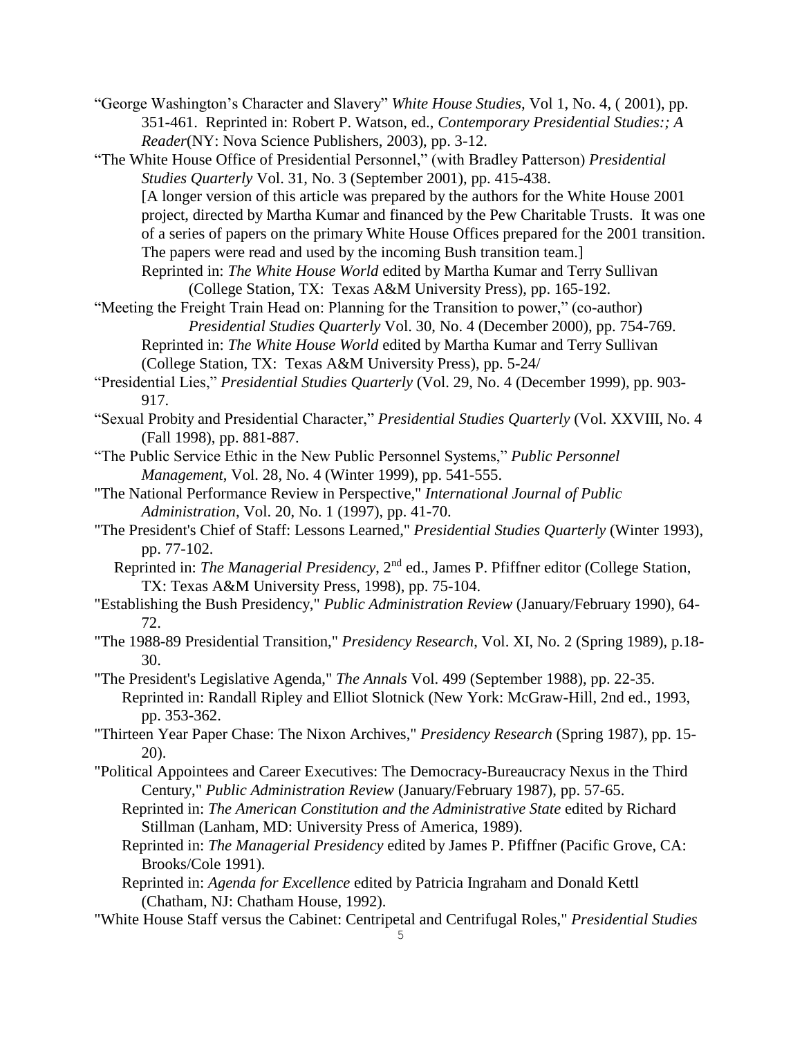"George Washington's Character and Slavery" *White House Studies,* Vol 1, No. 4, ( 2001), pp. 351-461. Reprinted in: Robert P. Watson, ed., *Contemporary Presidential Studies:; A Reader*(NY: Nova Science Publishers, 2003), pp. 3-12.

"The White House Office of Presidential Personnel," (with Bradley Patterson) *Presidential Studies Quarterly* Vol. 31, No. 3 (September 2001), pp. 415-438.
[A longer version of this article was prepared by the authors for the White House 2001 project, directed by Martha Kumar and financed by the Pew Charitable Trusts. It was one of a series of papers on the primary White House Offices prepared for the 2001 transition. The papers were read and used by the incoming Bush transition team.]
Reprinted in: *The White House World* edited by Martha Kumar and Terry Sullivan (College Station, TX: Texas A&M University Press), pp. 165-192.

"Meeting the Freight Train Head on: Planning for the Transition to power," (co-author) *Presidential Studies Quarterly* Vol. 30, No. 4 (December 2000), pp. 754-769.
Reprinted in: *The White House World* edited by Martha Kumar and Terry Sullivan (College Station, TX: Texas A&M University Press), pp. 5-24/

"Presidential Lies," *Presidential Studies Quarterly* (Vol. 29, No. 4 (December 1999), pp. 903-917.

"Sexual Probity and Presidential Character," *Presidential Studies Quarterly* (Vol. XXVIII, No. 4 (Fall 1998), pp. 881-887.

"The Public Service Ethic in the New Public Personnel Systems," *Public Personnel Management*, Vol. 28, No. 4 (Winter 1999), pp. 541-555.

"The National Performance Review in Perspective," *International Journal of Public Administration*, Vol. 20, No. 1 (1997), pp. 41-70.

"The President's Chief of Staff: Lessons Learned," *Presidential Studies Quarterly* (Winter 1993), pp. 77-102.
Reprinted in: *The Managerial Presidency*, 2nd ed., James P. Pfiffner editor (College Station, TX: Texas A&M University Press, 1998), pp. 75-104.

"Establishing the Bush Presidency," *Public Administration Review* (January/February 1990), 64-72.

"The 1988-89 Presidential Transition," *Presidency Research*, Vol. XI, No. 2 (Spring 1989), p.18-30.

"The President's Legislative Agenda," *The Annals* Vol. 499 (September 1988), pp. 22-35.
Reprinted in: Randall Ripley and Elliot Slotnick (New York: McGraw-Hill, 2nd ed., 1993, pp. 353-362.

"Thirteen Year Paper Chase: The Nixon Archives," *Presidency Research* (Spring 1987), pp. 15-20).

"Political Appointees and Career Executives: The Democracy-Bureaucracy Nexus in the Third Century," *Public Administration Review* (January/February 1987), pp. 57-65.
Reprinted in: *The American Constitution and the Administrative State* edited by Richard Stillman (Lanham, MD: University Press of America, 1989).
Reprinted in: *The Managerial Presidency* edited by James P. Pfiffner (Pacific Grove, CA: Brooks/Cole 1991).
Reprinted in: *Agenda for Excellence* edited by Patricia Ingraham and Donald Kettl (Chatham, NJ: Chatham House, 1992).

"White House Staff versus the Cabinet: Centripetal and Centrifugal Roles," *Presidential Studies*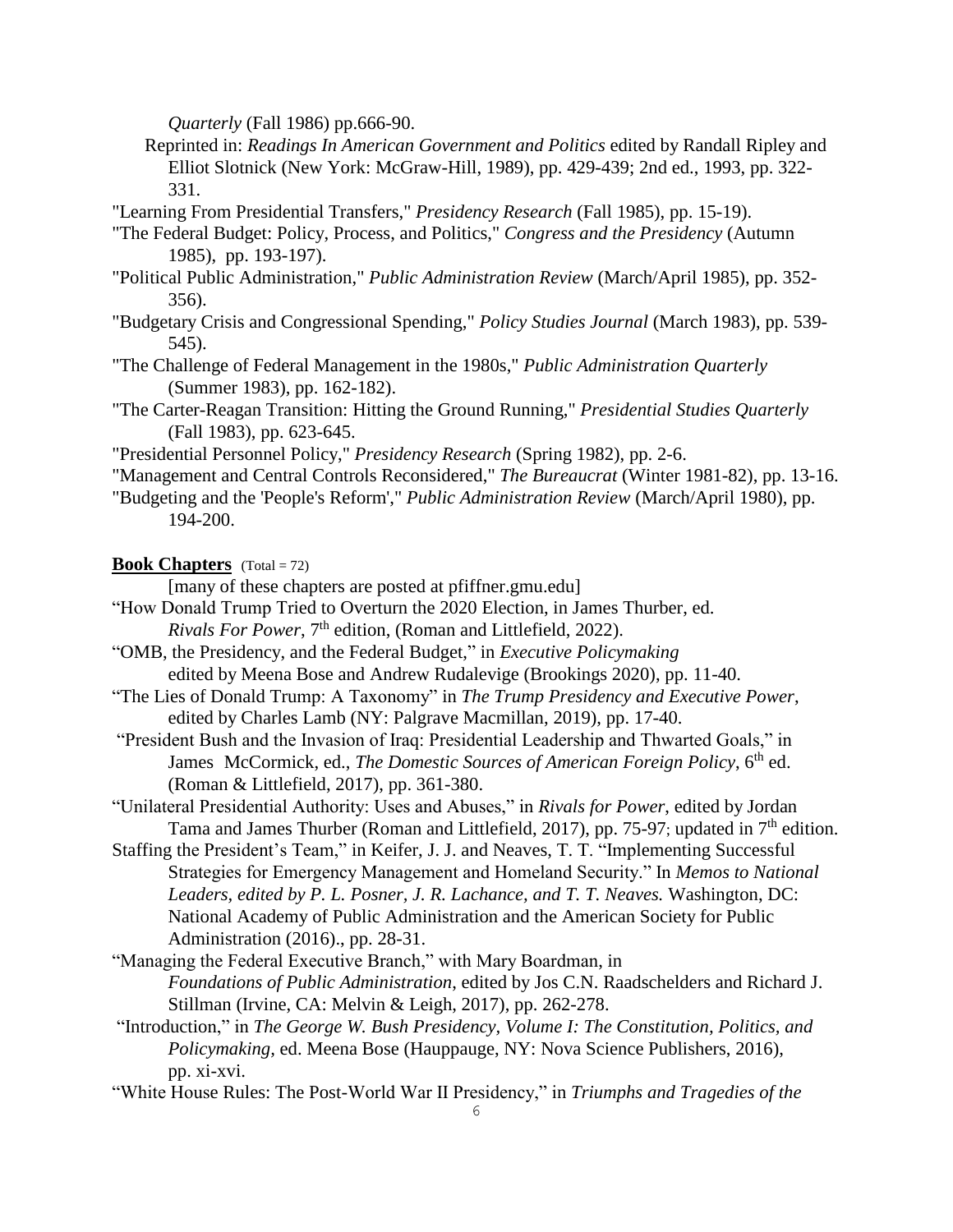*Quarterly* (Fall 1986) pp.666-90.

Reprinted in: *Readings In American Government and Politics* edited by Randall Ripley and Elliot Slotnick (New York: McGraw-Hill, 1989), pp. 429-439; 2nd ed., 1993, pp. 322-331.

"Learning From Presidential Transfers," *Presidency Research* (Fall 1985), pp. 15-19).

"The Federal Budget: Policy, Process, and Politics," *Congress and the Presidency* (Autumn 1985), pp. 193-197).

"Political Public Administration," *Public Administration Review* (March/April 1985), pp. 352-356).

"Budgetary Crisis and Congressional Spending," *Policy Studies Journal* (March 1983), pp. 539-545).

"The Challenge of Federal Management in the 1980s," *Public Administration Quarterly* (Summer 1983), pp. 162-182).

"The Carter-Reagan Transition: Hitting the Ground Running," *Presidential Studies Quarterly* (Fall 1983), pp. 623-645.

"Presidential Personnel Policy," *Presidency Research* (Spring 1982), pp. 2-6.

"Management and Central Controls Reconsidered," *The Bureaucrat* (Winter 1981-82), pp. 13-16.

"Budgeting and the 'People's Reform'," *Public Administration Review* (March/April 1980), pp. 194-200.

**Book Chapters** (Total = 72)

[many of these chapters are posted at pfiffner.gmu.edu]

"How Donald Trump Tried to Overturn the 2020 Election, in James Thurber, ed. *Rivals For Power*, 7th edition, (Roman and Littlefield, 2022).

"OMB, the Presidency, and the Federal Budget," in *Executive Policymaking* edited by Meena Bose and Andrew Rudalevige (Brookings 2020), pp. 11-40.

"The Lies of Donald Trump: A Taxonomy" in *The Trump Presidency and Executive Power*, edited by Charles Lamb (NY: Palgrave Macmillan, 2019), pp. 17-40.

"President Bush and the Invasion of Iraq: Presidential Leadership and Thwarted Goals," in James McCormick, ed., *The Domestic Sources of American Foreign Policy*, 6th ed. (Roman & Littlefield, 2017), pp. 361-380.

"Unilateral Presidential Authority: Uses and Abuses," in *Rivals for Power*, edited by Jordan Tama and James Thurber (Roman and Littlefield, 2017), pp. 75-97; updated in 7th edition.

Staffing the President's Team," in Keifer, J. J. and Neaves, T. T. "Implementing Successful Strategies for Emergency Management and Homeland Security." In *Memos to National Leaders, edited by P. L. Posner, J. R. Lachance, and T. T. Neaves.* Washington, DC: National Academy of Public Administration and the American Society for Public Administration (2016)., pp. 28-31.

"Managing the Federal Executive Branch," with Mary Boardman, in *Foundations of Public Administration*, edited by Jos C.N. Raadschelders and Richard J. Stillman (Irvine, CA: Melvin & Leigh, 2017), pp. 262-278.

"Introduction," in *The George W. Bush Presidency, Volume I: The Constitution, Politics, and Policymaking,* ed. Meena Bose (Hauppauge, NY: Nova Science Publishers, 2016), pp. xi-xvi.

"White House Rules: The Post-World War II Presidency," in *Triumphs and Tragedies of the*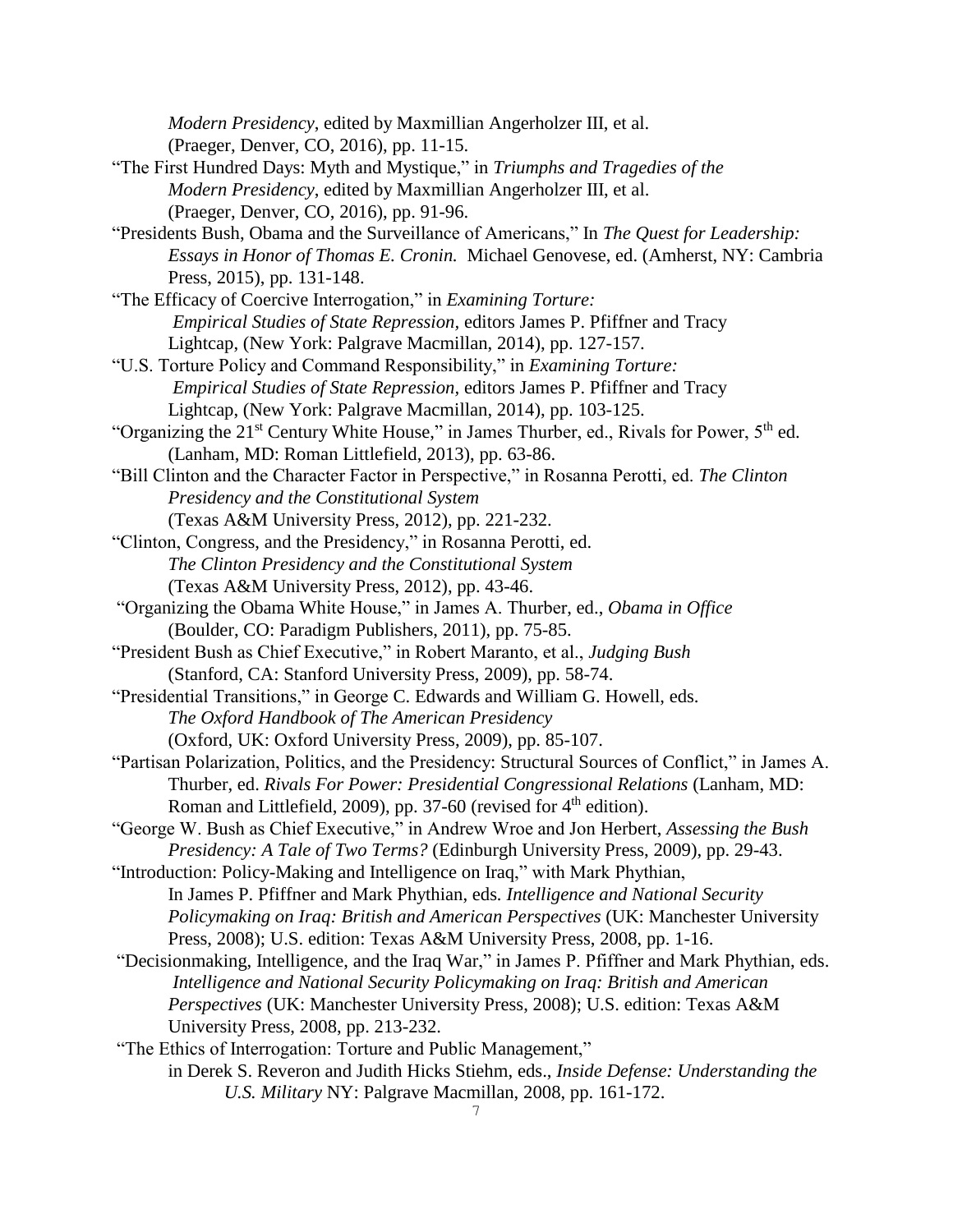*Modern Presidency*, edited by Maxmillian Angerholzer III, et al. (Praeger, Denver, CO, 2016), pp. 11-15.

"The First Hundred Days: Myth and Mystique," in *Triumphs and Tragedies of the Modern Presidency*, edited by Maxmillian Angerholzer III, et al. (Praeger, Denver, CO, 2016), pp. 91-96.

"Presidents Bush, Obama and the Surveillance of Americans," In *The Quest for Leadership: Essays in Honor of Thomas E. Cronin.* Michael Genovese, ed. (Amherst, NY: Cambria Press, 2015), pp. 131-148.

"The Efficacy of Coercive Interrogation," in *Examining Torture: Empirical Studies of State Repression,* editors James P. Pfiffner and Tracy Lightcap, (New York: Palgrave Macmillan, 2014), pp. 127-157.

"U.S. Torture Policy and Command Responsibility," in *Examining Torture: Empirical Studies of State Repression,* editors James P. Pfiffner and Tracy Lightcap, (New York: Palgrave Macmillan, 2014), pp. 103-125.

"Organizing the 21st Century White House," in James Thurber, ed., Rivals for Power, 5th ed. (Lanham, MD: Roman Littlefield, 2013), pp. 63-86.

"Bill Clinton and the Character Factor in Perspective," in Rosanna Perotti, ed. *The Clinton Presidency and the Constitutional System* (Texas A&M University Press, 2012), pp. 221-232.

"Clinton, Congress, and the Presidency," in Rosanna Perotti, ed. *The Clinton Presidency and the Constitutional System* (Texas A&M University Press, 2012), pp. 43-46.

"Organizing the Obama White House," in James A. Thurber, ed., *Obama in Office* (Boulder, CO: Paradigm Publishers, 2011), pp. 75-85.

"President Bush as Chief Executive," in Robert Maranto, et al., *Judging Bush* (Stanford, CA: Stanford University Press, 2009), pp. 58-74.

"Presidential Transitions," in George C. Edwards and William G. Howell, eds. *The Oxford Handbook of The American Presidency* (Oxford, UK: Oxford University Press, 2009), pp. 85-107.

"Partisan Polarization, Politics, and the Presidency: Structural Sources of Conflict," in James A. Thurber, ed. *Rivals For Power: Presidential Congressional Relations* (Lanham, MD: Roman and Littlefield, 2009), pp. 37-60 (revised for 4th edition).

"George W. Bush as Chief Executive," in Andrew Wroe and Jon Herbert, *Assessing the Bush Presidency: A Tale of Two Terms?* (Edinburgh University Press, 2009), pp. 29-43.

"Introduction: Policy-Making and Intelligence on Iraq," with Mark Phythian, In James P. Pfiffner and Mark Phythian, eds. *Intelligence and National Security Policymaking on Iraq: British and American Perspectives* (UK: Manchester University Press, 2008); U.S. edition: Texas A&M University Press, 2008, pp. 1-16.

"Decisionmaking, Intelligence, and the Iraq War," in James P. Pfiffner and Mark Phythian, eds. *Intelligence and National Security Policymaking on Iraq: British and American Perspectives* (UK: Manchester University Press, 2008); U.S. edition: Texas A&M University Press, 2008, pp. 213-232.

"The Ethics of Interrogation: Torture and Public Management," in Derek S. Reveron and Judith Hicks Stiehm, eds., *Inside Defense: Understanding the U.S. Military* NY: Palgrave Macmillan, 2008, pp. 161-172.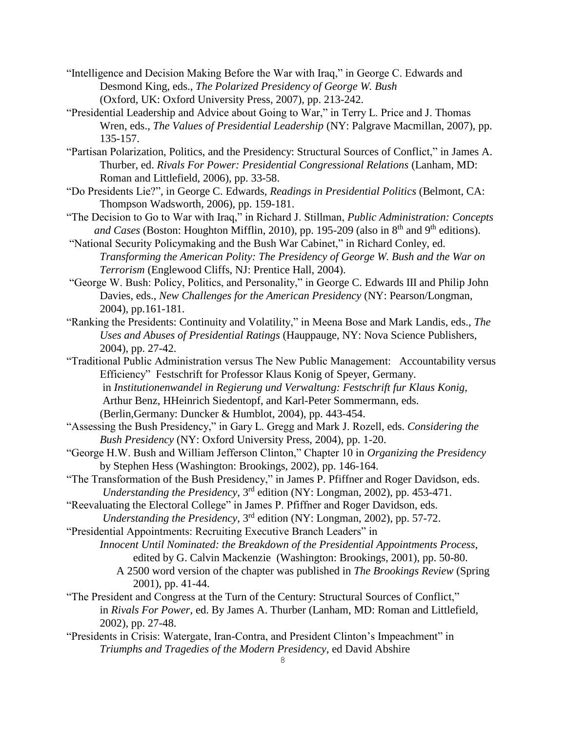"Intelligence and Decision Making Before the War with Iraq," in George C. Edwards and Desmond King, eds., *The Polarized Presidency of George W. Bush* (Oxford, UK: Oxford University Press, 2007), pp. 213-242.

"Presidential Leadership and Advice about Going to War," in Terry L. Price and J. Thomas Wren, eds., *The Values of Presidential Leadership* (NY: Palgrave Macmillan, 2007), pp. 135-157.

"Partisan Polarization, Politics, and the Presidency: Structural Sources of Conflict," in James A. Thurber, ed. *Rivals For Power: Presidential Congressional Relations* (Lanham, MD: Roman and Littlefield, 2006), pp. 33-58.

"Do Presidents Lie?", in George C. Edwards, *Readings in Presidential Politics* (Belmont, CA: Thompson Wadsworth, 2006), pp. 159-181.

"The Decision to Go to War with Iraq," in Richard J. Stillman, *Public Administration: Concepts and Cases* (Boston: Houghton Mifflin, 2010), pp. 195-209 (also in 8th and 9th editions).

"National Security Policymaking and the Bush War Cabinet," in Richard Conley, ed. *Transforming the American Polity: The Presidency of George W. Bush and the War on Terrorism* (Englewood Cliffs, NJ: Prentice Hall, 2004).

"George W. Bush: Policy, Politics, and Personality," in George C. Edwards III and Philip John Davies, eds., *New Challenges for the American Presidency* (NY: Pearson/Longman, 2004), pp.161-181.

"Ranking the Presidents: Continuity and Volatility," in Meena Bose and Mark Landis, eds., *The Uses and Abuses of Presidential Ratings* (Hauppauge, NY: Nova Science Publishers, 2004), pp. 27-42.

"Traditional Public Administration versus The New Public Management: Accountability versus Efficiency" Festschrift for Professor Klaus Konig of Speyer, Germany. in *Institutionenwandel in Regierung und Verwaltung: Festschrift fur Klaus Konig,* Arthur Benz, HHeinrich Siedentopf, and Karl-Peter Sommermann, eds. (Berlin,Germany: Duncker & Humblot, 2004), pp. 443-454.

"Assessing the Bush Presidency," in Gary L. Gregg and Mark J. Rozell, eds. *Considering the Bush Presidency* (NY: Oxford University Press, 2004), pp. 1-20.

"George H.W. Bush and William Jefferson Clinton," Chapter 10 in *Organizing the Presidency* by Stephen Hess (Washington: Brookings, 2002), pp. 146-164.

"The Transformation of the Bush Presidency," in James P. Pfiffner and Roger Davidson, eds. *Understanding the Presidency*, 3rd edition (NY: Longman, 2002), pp. 453-471.

"Reevaluating the Electoral College" in James P. Pfiffner and Roger Davidson, eds. *Understanding the Presidency*, 3rd edition (NY: Longman, 2002), pp. 57-72.

"Presidential Appointments: Recruiting Executive Branch Leaders" in *Innocent Until Nominated: the Breakdown of the Presidential Appointments Process*, edited by G. Calvin Mackenzie (Washington: Brookings, 2001), pp. 50-80.
A 2500 word version of the chapter was published in *The Brookings Review* (Spring 2001), pp. 41-44.

"The President and Congress at the Turn of the Century: Structural Sources of Conflict," in *Rivals For Power*, ed. By James A. Thurber (Lanham, MD: Roman and Littlefield, 2002), pp. 27-48.

"Presidents in Crisis: Watergate, Iran-Contra, and President Clinton's Impeachment" in *Triumphs and Tragedies of the Modern Presidency*, ed David Abshire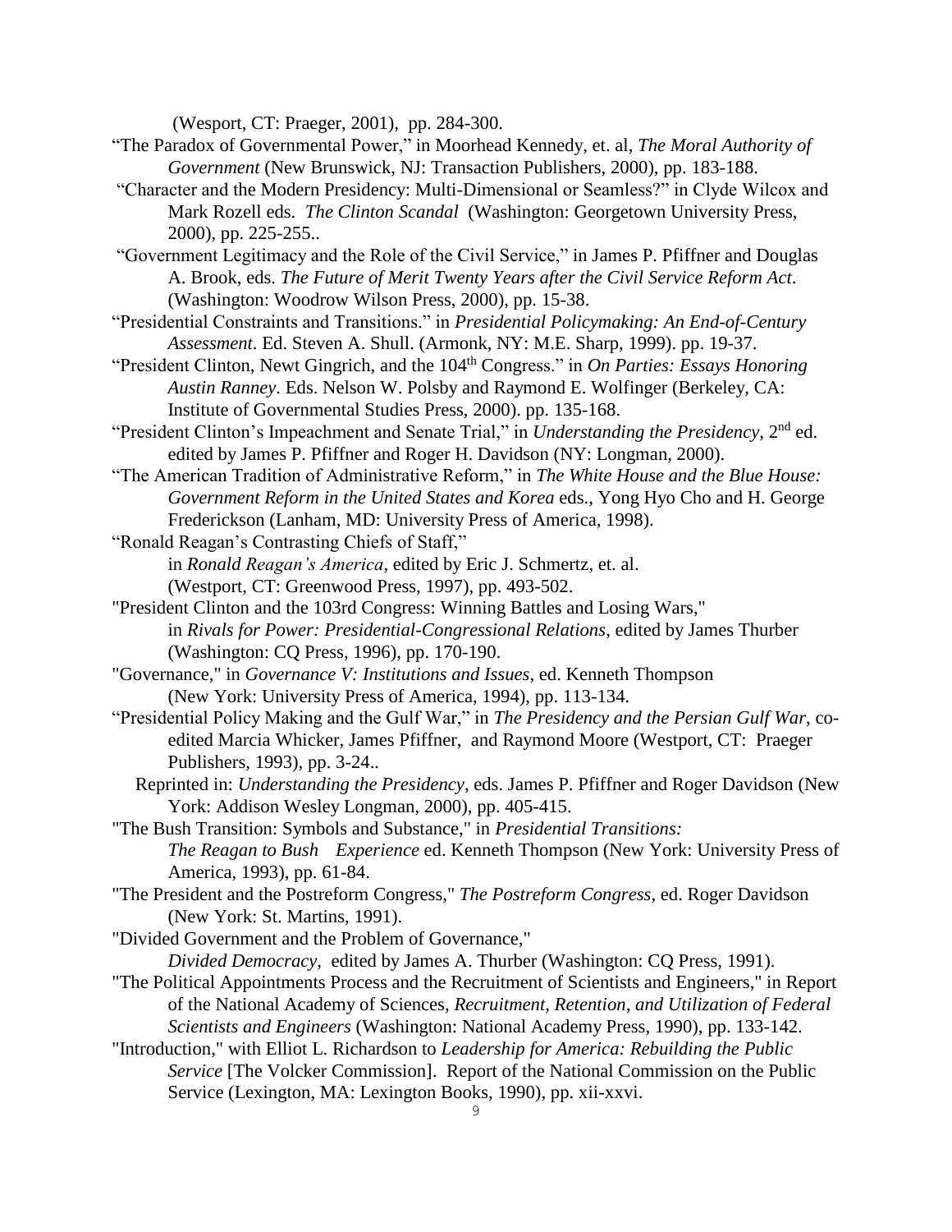(Wesport, CT: Praeger, 2001), pp. 284-300.

"The Paradox of Governmental Power," in Moorhead Kennedy, et. al, *The Moral Authority of Government* (New Brunswick, NJ: Transaction Publishers, 2000), pp. 183-188.

"Character and the Modern Presidency: Multi-Dimensional or Seamless?" in Clyde Wilcox and Mark Rozell eds. *The Clinton Scandal* (Washington: Georgetown University Press, 2000), pp. 225-255..

"Government Legitimacy and the Role of the Civil Service," in James P. Pfiffner and Douglas A. Brook, eds. *The Future of Merit Twenty Years after the Civil Service Reform Act*. (Washington: Woodrow Wilson Press, 2000), pp. 15-38.

"Presidential Constraints and Transitions." in *Presidential Policymaking: An End-of-Century Assessment*. Ed. Steven A. Shull. (Armonk, NY: M.E. Sharp, 1999). pp. 19-37.

"President Clinton, Newt Gingrich, and the 104th Congress." in *On Parties: Essays Honoring Austin Ranney*. Eds. Nelson W. Polsby and Raymond E. Wolfinger (Berkeley, CA: Institute of Governmental Studies Press, 2000). pp. 135-168.

"President Clinton's Impeachment and Senate Trial," in *Understanding the Presidency*, 2nd ed. edited by James P. Pfiffner and Roger H. Davidson (NY: Longman, 2000).

"The American Tradition of Administrative Reform," in *The White House and the Blue House: Government Reform in the United States and Korea* eds., Yong Hyo Cho and H. George Frederickson (Lanham, MD: University Press of America, 1998).

"Ronald Reagan's Contrasting Chiefs of Staff," in *Ronald Reagan's America*, edited by Eric J. Schmertz, et. al. (Westport, CT: Greenwood Press, 1997), pp. 493-502.

"President Clinton and the 103rd Congress: Winning Battles and Losing Wars," in *Rivals for Power: Presidential-Congressional Relations*, edited by James Thurber (Washington: CQ Press, 1996), pp. 170-190.

"Governance," in *Governance V: Institutions and Issues*, ed. Kenneth Thompson (New York: University Press of America, 1994), pp. 113-134.

"Presidential Policy Making and the Gulf War," in *The Presidency and the Persian Gulf War*, co-edited Marcia Whicker, James Pfiffner, and Raymond Moore (Westport, CT: Praeger Publishers, 1993), pp. 3-24..

Reprinted in: *Understanding the Presidency*, eds. James P. Pfiffner and Roger Davidson (New York: Addison Wesley Longman, 2000), pp. 405-415.

"The Bush Transition: Symbols and Substance," in *Presidential Transitions: The Reagan to Bush Experience* ed. Kenneth Thompson (New York: University Press of America, 1993), pp. 61-84.

"The President and the Postreform Congress," *The Postreform Congress*, ed. Roger Davidson (New York: St. Martins, 1991).

"Divided Government and the Problem of Governance," *Divided Democracy*, edited by James A. Thurber (Washington: CQ Press, 1991).

"The Political Appointments Process and the Recruitment of Scientists and Engineers," in Report of the National Academy of Sciences, *Recruitment, Retention, and Utilization of Federal Scientists and Engineers* (Washington: National Academy Press, 1990), pp. 133-142.

"Introduction," with Elliot L. Richardson to *Leadership for America: Rebuilding the Public Service* [The Volcker Commission]. Report of the National Commission on the Public Service (Lexington, MA: Lexington Books, 1990), pp. xii-xxvi.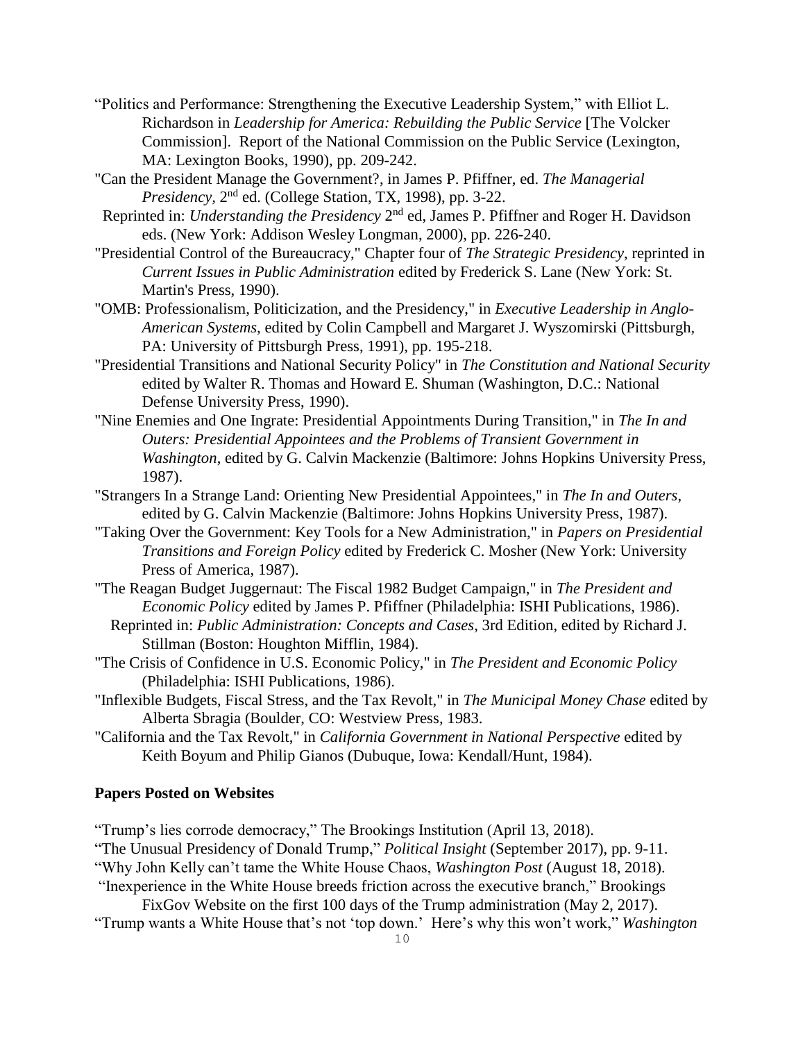"Politics and Performance: Strengthening the Executive Leadership System," with Elliot L. Richardson in *Leadership for America: Rebuilding the Public Service* [The Volcker Commission]. Report of the National Commission on the Public Service (Lexington, MA: Lexington Books, 1990), pp. 209-242.

"Can the President Manage the Government?, in James P. Pfiffner, ed. *The Managerial Presidency*, 2nd ed. (College Station, TX, 1998), pp. 3-22.
Reprinted in: *Understanding the Presidency* 2nd ed, James P. Pfiffner and Roger H. Davidson eds. (New York: Addison Wesley Longman, 2000), pp. 226-240.

"Presidential Control of the Bureaucracy," Chapter four of *The Strategic Presidency*, reprinted in *Current Issues in Public Administration* edited by Frederick S. Lane (New York: St. Martin's Press, 1990).

"OMB: Professionalism, Politicization, and the Presidency," in *Executive Leadership in Anglo-American Systems,* edited by Colin Campbell and Margaret J. Wyszomirski (Pittsburgh, PA: University of Pittsburgh Press, 1991), pp. 195-218.

"Presidential Transitions and National Security Policy" in *The Constitution and National Security* edited by Walter R. Thomas and Howard E. Shuman (Washington, D.C.: National Defense University Press, 1990).

"Nine Enemies and One Ingrate: Presidential Appointments During Transition," in *The In and Outers: Presidential Appointees and the Problems of Transient Government in Washington*, edited by G. Calvin Mackenzie (Baltimore: Johns Hopkins University Press, 1987).

"Strangers In a Strange Land: Orienting New Presidential Appointees," in *The In and Outers*, edited by G. Calvin Mackenzie (Baltimore: Johns Hopkins University Press, 1987).

"Taking Over the Government: Key Tools for a New Administration," in *Papers on Presidential Transitions and Foreign Policy* edited by Frederick C. Mosher (New York: University Press of America, 1987).

"The Reagan Budget Juggernaut: The Fiscal 1982 Budget Campaign," in *The President and Economic Policy* edited by James P. Pfiffner (Philadelphia: ISHI Publications, 1986).
Reprinted in: *Public Administration: Concepts and Cases*, 3rd Edition, edited by Richard J. Stillman (Boston: Houghton Mifflin, 1984).

"The Crisis of Confidence in U.S. Economic Policy," in *The President and Economic Policy* (Philadelphia: ISHI Publications, 1986).

"Inflexible Budgets, Fiscal Stress, and the Tax Revolt," in *The Municipal Money Chase* edited by Alberta Sbragia (Boulder, CO: Westview Press, 1983.

"California and the Tax Revolt," in *California Government in National Perspective* edited by Keith Boyum and Philip Gianos (Dubuque, Iowa: Kendall/Hunt, 1984).

**Papers Posted on Websites**

"Trump's lies corrode democracy," The Brookings Institution (April 13, 2018).

"The Unusual Presidency of Donald Trump," *Political Insight* (September 2017), pp. 9-11.

"Why John Kelly can't tame the White House Chaos, *Washington Post* (August 18, 2018).

"Inexperience in the White House breeds friction across the executive branch," Brookings FixGov Website on the first 100 days of the Trump administration (May 2, 2017).

"Trump wants a White House that's not 'top down.' Here's why this won't work," *Washington*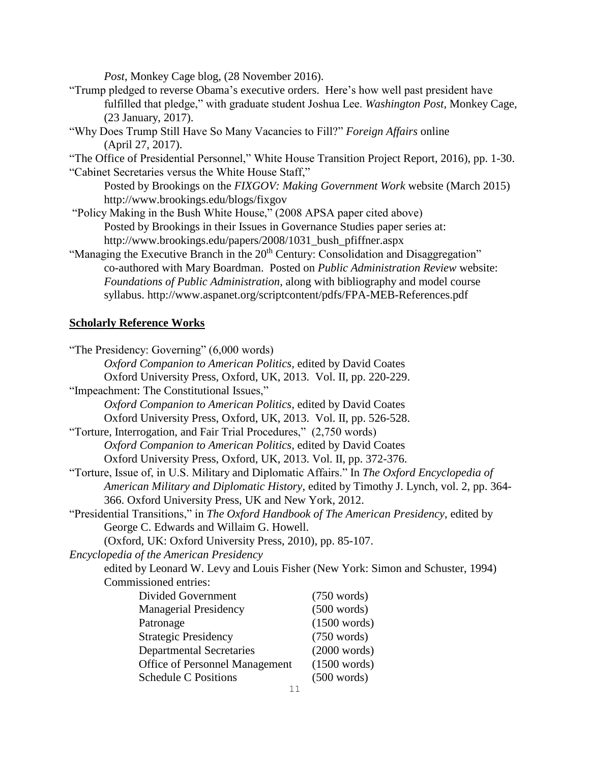*Post*, Monkey Cage blog, (28 November 2016).

"Trump pledged to reverse Obama's executive orders. Here's how well past president have fulfilled that pledge," with graduate student Joshua Lee. *Washington Post*, Monkey Cage, (23 January, 2017).

"Why Does Trump Still Have So Many Vacancies to Fill?" *Foreign Affairs* online (April 27, 2017).

"The Office of Presidential Personnel," White House Transition Project Report, 2016), pp. 1-30.

"Cabinet Secretaries versus the White House Staff," Posted by Brookings on the *FIXGOV: Making Government Work* website (March 2015) http://www.brookings.edu/blogs/fixgov

"Policy Making in the Bush White House," (2008 APSA paper cited above) Posted by Brookings in their Issues in Governance Studies paper series at: http://www.brookings.edu/papers/2008/1031_bush_pfiffner.aspx

"Managing the Executive Branch in the 20th Century: Consolidation and Disaggregation" co-authored with Mary Boardman. Posted on *Public Administration Review* website: *Foundations of Public Administration,* along with bibliography and model course syllabus. http://www.aspanet.org/scriptcontent/pdfs/FPA-MEB-References.pdf

## Scholarly Reference Works

"The Presidency: Governing" (6,000 words)
*Oxford Companion to American Politics*, edited by David Coates
Oxford University Press, Oxford, UK, 2013. Vol. II, pp. 220-229.

"Impeachment: The Constitutional Issues,"
*Oxford Companion to American Politics*, edited by David Coates
Oxford University Press, Oxford, UK, 2013. Vol. II, pp. 526-528.

"Torture, Interrogation, and Fair Trial Procedures," (2,750 words)
*Oxford Companion to American Politics*, edited by David Coates
Oxford University Press, Oxford, UK, 2013. Vol. II, pp. 372-376.

"Torture, Issue of, in U.S. Military and Diplomatic Affairs." In *The Oxford Encyclopedia of American Military and Diplomatic History*, edited by Timothy J. Lynch, vol. 2, pp. 364-366. Oxford University Press, UK and New York, 2012.

"Presidential Transitions," in *The Oxford Handbook of The American Presidency*, edited by George C. Edwards and Willaim G. Howell.
(Oxford, UK: Oxford University Press, 2010), pp. 85-107.

*Encyclopedia of the American Presidency*
edited by Leonard W. Levy and Louis Fisher (New York: Simon and Schuster, 1994)
Commissioned entries:

| | |
|---|---|
| Divided Government | (750 words) |
| Managerial Presidency | (500 words) |
| Patronage | (1500 words) |
| Strategic Presidency | (750 words) |
| Departmental Secretaries | (2000 words) |
| Office of Personnel Management | (1500 words) |
| Schedule C Positions | (500 words) |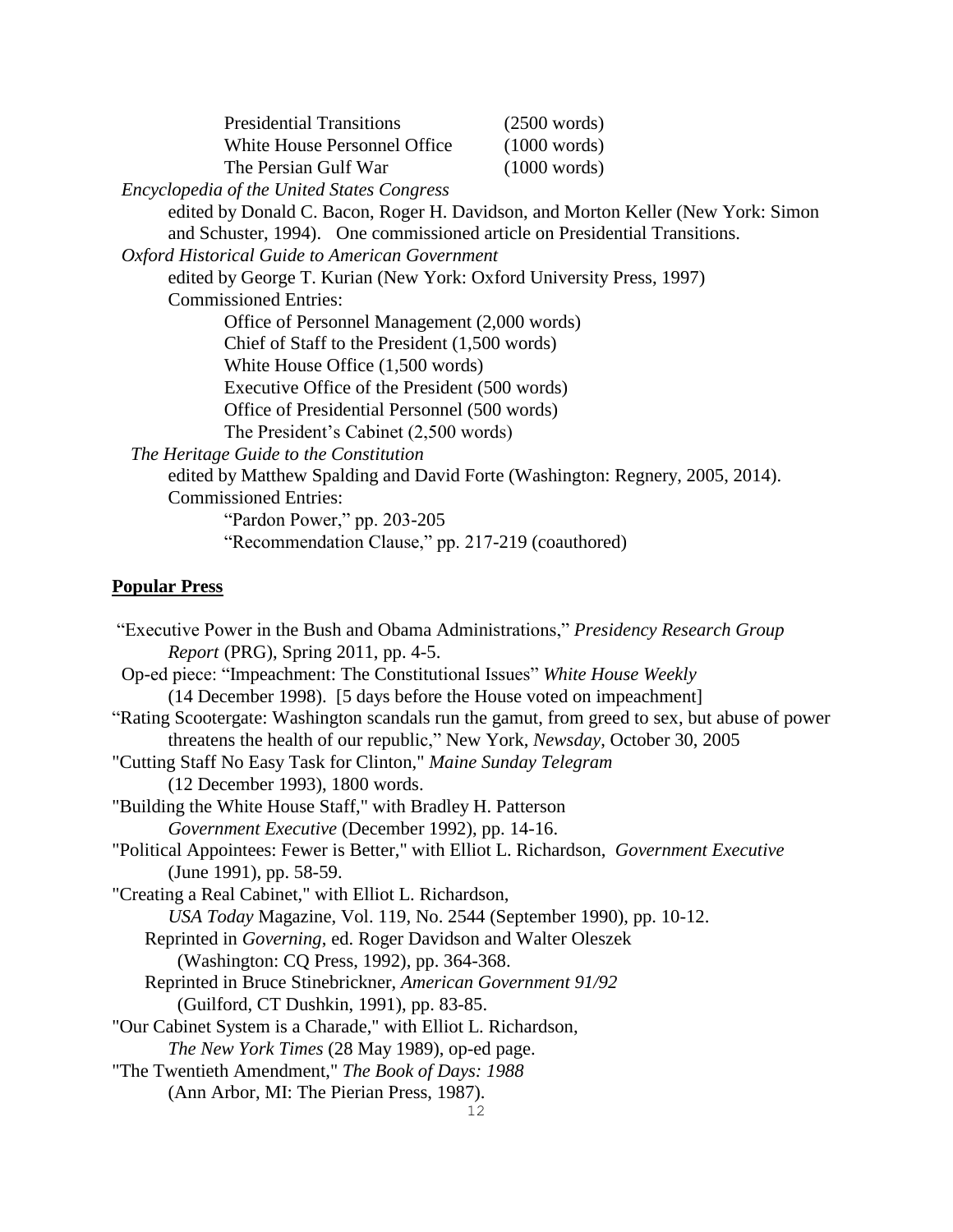Presidential Transitions (2500 words)
White House Personnel Office (1000 words)
The Persian Gulf War (1000 words)

*Encyclopedia of the United States Congress*
edited by Donald C. Bacon, Roger H. Davidson, and Morton Keller (New York: Simon and Schuster, 1994). One commissioned article on Presidential Transitions.

*Oxford Historical Guide to American Government*
edited by George T. Kurian (New York: Oxford University Press, 1997)
Commissioned Entries:
- Office of Personnel Management (2,000 words)
- Chief of Staff to the President (1,500 words)
- White House Office (1,500 words)
- Executive Office of the President (500 words)
- Office of Presidential Personnel (500 words)
- The President's Cabinet (2,500 words)

*The Heritage Guide to the Constitution*
edited by Matthew Spalding and David Forte (Washington: Regnery, 2005, 2014).
Commissioned Entries:
- "Pardon Power," pp. 203-205
- "Recommendation Clause," pp. 217-219 (coauthored)

**Popular Press**

"Executive Power in the Bush and Obama Administrations," *Presidency Research Group Report* (PRG), Spring 2011, pp. 4-5.

Op-ed piece: "Impeachment: The Constitutional Issues" *White House Weekly* (14 December 1998). [5 days before the House voted on impeachment]

"Rating Scootergate: Washington scandals run the gamut, from greed to sex, but abuse of power threatens the health of our republic," New York, *Newsday*, October 30, 2005

"Cutting Staff No Easy Task for Clinton," *Maine Sunday Telegram* (12 December 1993), 1800 words.

"Building the White House Staff," with Bradley H. Patterson *Government Executive* (December 1992), pp. 14-16.

"Political Appointees: Fewer is Better," with Elliot L. Richardson, *Government Executive* (June 1991), pp. 58-59.

"Creating a Real Cabinet," with Elliot L. Richardson, *USA Today* Magazine, Vol. 119, No. 2544 (September 1990), pp. 10-12.
Reprinted in *Governing*, ed. Roger Davidson and Walter Oleszek (Washington: CQ Press, 1992), pp. 364-368.
Reprinted in Bruce Stinebrickner, *American Government 91/92* (Guilford, CT Dushkin, 1991), pp. 83-85.

"Our Cabinet System is a Charade," with Elliot L. Richardson, *The New York Times* (28 May 1989), op-ed page.

"The Twentieth Amendment," *The Book of Days: 1988* (Ann Arbor, MI: The Pierian Press, 1987).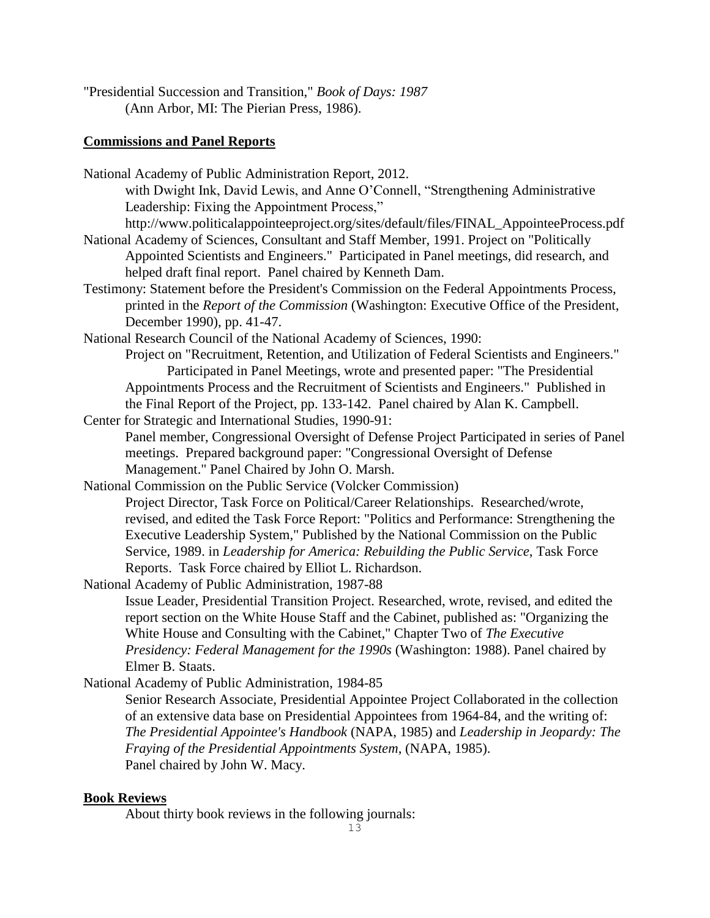"Presidential Succession and Transition," *Book of Days: 1987*
(Ann Arbor, MI: The Pierian Press, 1986).

## Commissions and Panel Reports

National Academy of Public Administration Report, 2012.
with Dwight Ink, David Lewis, and Anne O'Connell, "Strengthening Administrative Leadership: Fixing the Appointment Process,"
http://www.politicalappointeeproject.org/sites/default/files/FINAL_AppointeeProcess.pdf

National Academy of Sciences, Consultant and Staff Member, 1991. Project on "Politically Appointed Scientists and Engineers." Participated in Panel meetings, did research, and helped draft final report. Panel chaired by Kenneth Dam.

Testimony: Statement before the President's Commission on the Federal Appointments Process, printed in the *Report of the Commission* (Washington: Executive Office of the President, December 1990), pp. 41-47.

National Research Council of the National Academy of Sciences, 1990:
Project on "Recruitment, Retention, and Utilization of Federal Scientists and Engineers." Participated in Panel Meetings, wrote and presented paper: "The Presidential Appointments Process and the Recruitment of Scientists and Engineers." Published in the Final Report of the Project, pp. 133-142. Panel chaired by Alan K. Campbell.

Center for Strategic and International Studies, 1990-91:
Panel member, Congressional Oversight of Defense Project Participated in series of Panel meetings. Prepared background paper: "Congressional Oversight of Defense Management." Panel Chaired by John O. Marsh.

National Commission on the Public Service (Volcker Commission)
Project Director, Task Force on Political/Career Relationships. Researched/wrote, revised, and edited the Task Force Report: "Politics and Performance: Strengthening the Executive Leadership System," Published by the National Commission on the Public Service, 1989. in *Leadership for America: Rebuilding the Public Service,* Task Force Reports. Task Force chaired by Elliot L. Richardson.

National Academy of Public Administration, 1987-88
Issue Leader, Presidential Transition Project. Researched, wrote, revised, and edited the report section on the White House Staff and the Cabinet, published as: "Organizing the White House and Consulting with the Cabinet," Chapter Two of *The Executive Presidency: Federal Management for the 1990s* (Washington: 1988). Panel chaired by Elmer B. Staats.

National Academy of Public Administration, 1984-85
Senior Research Associate, Presidential Appointee Project Collaborated in the collection of an extensive data base on Presidential Appointees from 1964-84, and the writing of: *The Presidential Appointee's Handbook* (NAPA, 1985) and *Leadership in Jeopardy: The Fraying of the Presidential Appointments System*, (NAPA, 1985).
Panel chaired by John W. Macy.

## Book Reviews

About thirty book reviews in the following journals: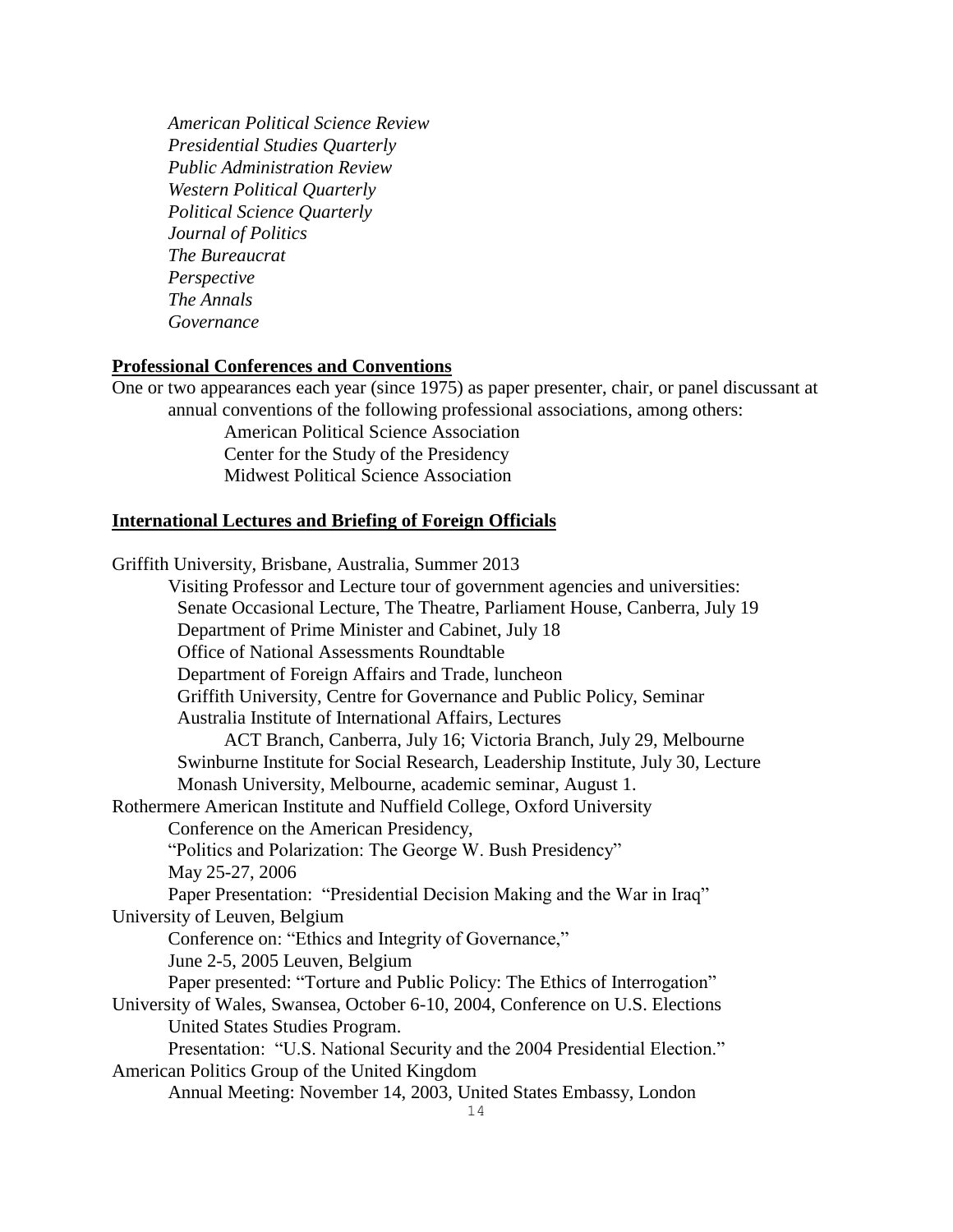*American Political Science Review*
*Presidential Studies Quarterly*
*Public Administration Review*
*Western Political Quarterly*
*Political Science Quarterly*
*Journal of Politics*
*The Bureaucrat*
*Perspective*
*The Annals*
*Governance*

**Professional Conferences and Conventions**

One or two appearances each year (since 1975) as paper presenter, chair, or panel discussant at annual conventions of the following professional associations, among others:

- American Political Science Association
- Center for the Study of the Presidency
- Midwest Political Science Association

**International Lectures and Briefing of Foreign Officials**

Griffith University, Brisbane, Australia, Summer 2013
- Visiting Professor and Lecture tour of government agencies and universities:
  - Senate Occasional Lecture, The Theatre, Parliament House, Canberra, July 19
  - Department of Prime Minister and Cabinet, July 18
  - Office of National Assessments Roundtable
  - Department of Foreign Affairs and Trade, luncheon
  - Griffith University, Centre for Governance and Public Policy, Seminar
  - Australia Institute of International Affairs, Lectures
    - ACT Branch, Canberra, July 16; Victoria Branch, July 29, Melbourne
  - Swinburne Institute for Social Research, Leadership Institute, July 30, Lecture
  - Monash University, Melbourne, academic seminar, August 1.

Rothermere American Institute and Nuffield College, Oxford University
- Conference on the American Presidency,
- "Politics and Polarization: The George W. Bush Presidency"
- May 25-27, 2006
- Paper Presentation: "Presidential Decision Making and the War in Iraq"

University of Leuven, Belgium
- Conference on: "Ethics and Integrity of Governance,"
- June 2-5, 2005 Leuven, Belgium
- Paper presented: "Torture and Public Policy: The Ethics of Interrogation"

University of Wales, Swansea, October 6-10, 2004, Conference on U.S. Elections
- United States Studies Program.
- Presentation: "U.S. National Security and the 2004 Presidential Election."

American Politics Group of the United Kingdom
- Annual Meeting: November 14, 2003, United States Embassy, London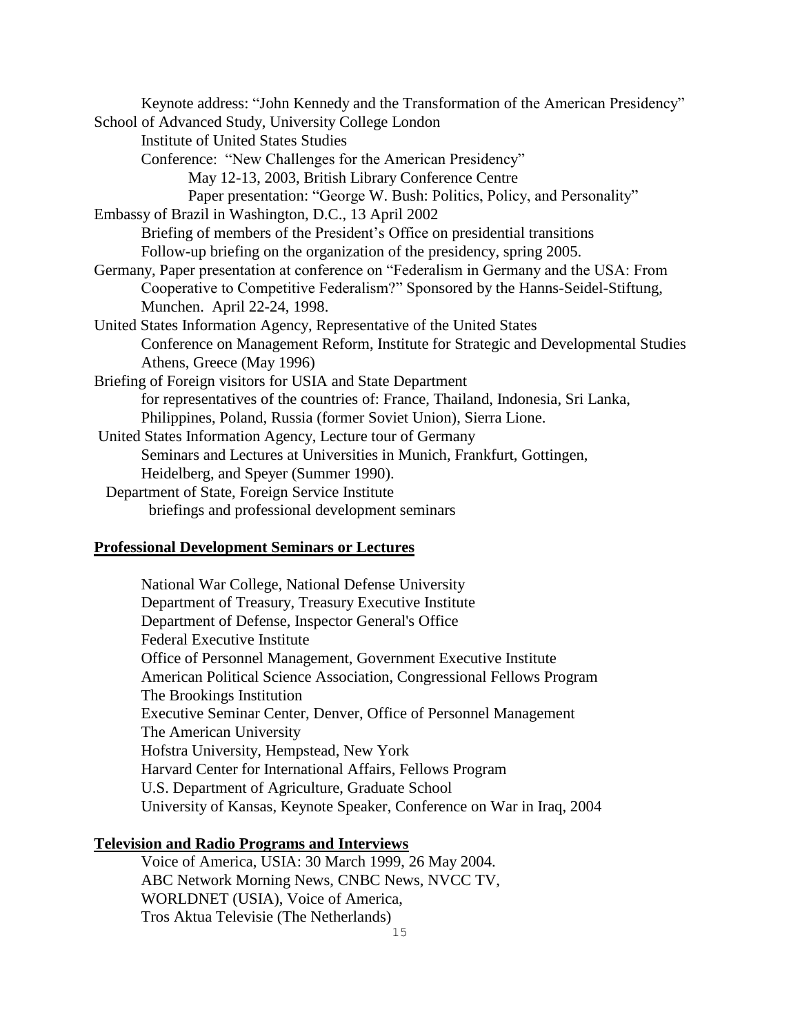Keynote address: "John Kennedy and the Transformation of the American Presidency"

School of Advanced Study, University College London

Institute of United States Studies

Conference: "New Challenges for the American Presidency"

May 12-13, 2003, British Library Conference Centre

Paper presentation: "George W. Bush: Politics, Policy, and Personality"

Embassy of Brazil in Washington, D.C., 13 April 2002

Briefing of members of the President's Office on presidential transitions

Follow-up briefing on the organization of the presidency, spring 2005.

Germany, Paper presentation at conference on "Federalism in Germany and the USA: From Cooperative to Competitive Federalism?" Sponsored by the Hanns-Seidel-Stiftung, Munchen. April 22-24, 1998.

United States Information Agency, Representative of the United States

Conference on Management Reform, Institute for Strategic and Developmental Studies Athens, Greece (May 1996)

Briefing of Foreign visitors for USIA and State Department

for representatives of the countries of: France, Thailand, Indonesia, Sri Lanka, Philippines, Poland, Russia (former Soviet Union), Sierra Lione.

United States Information Agency, Lecture tour of Germany

Seminars and Lectures at Universities in Munich, Frankfurt, Gottingen, Heidelberg, and Speyer (Summer 1990).

Department of State, Foreign Service Institute

briefings and professional development seminars

**Professional Development Seminars or Lectures**

National War College, National Defense University

Department of Treasury, Treasury Executive Institute

Department of Defense, Inspector General's Office

Federal Executive Institute

Office of Personnel Management, Government Executive Institute

American Political Science Association, Congressional Fellows Program

The Brookings Institution

Executive Seminar Center, Denver, Office of Personnel Management

The American University

Hofstra University, Hempstead, New York

Harvard Center for International Affairs, Fellows Program

U.S. Department of Agriculture, Graduate School

University of Kansas, Keynote Speaker, Conference on War in Iraq, 2004

**Television and Radio Programs and Interviews**

Voice of America, USIA: 30 March 1999, 26 May 2004.

ABC Network Morning News, CNBC News, NVCC TV,

WORLDNET (USIA), Voice of America,

Tros Aktua Televisie (The Netherlands)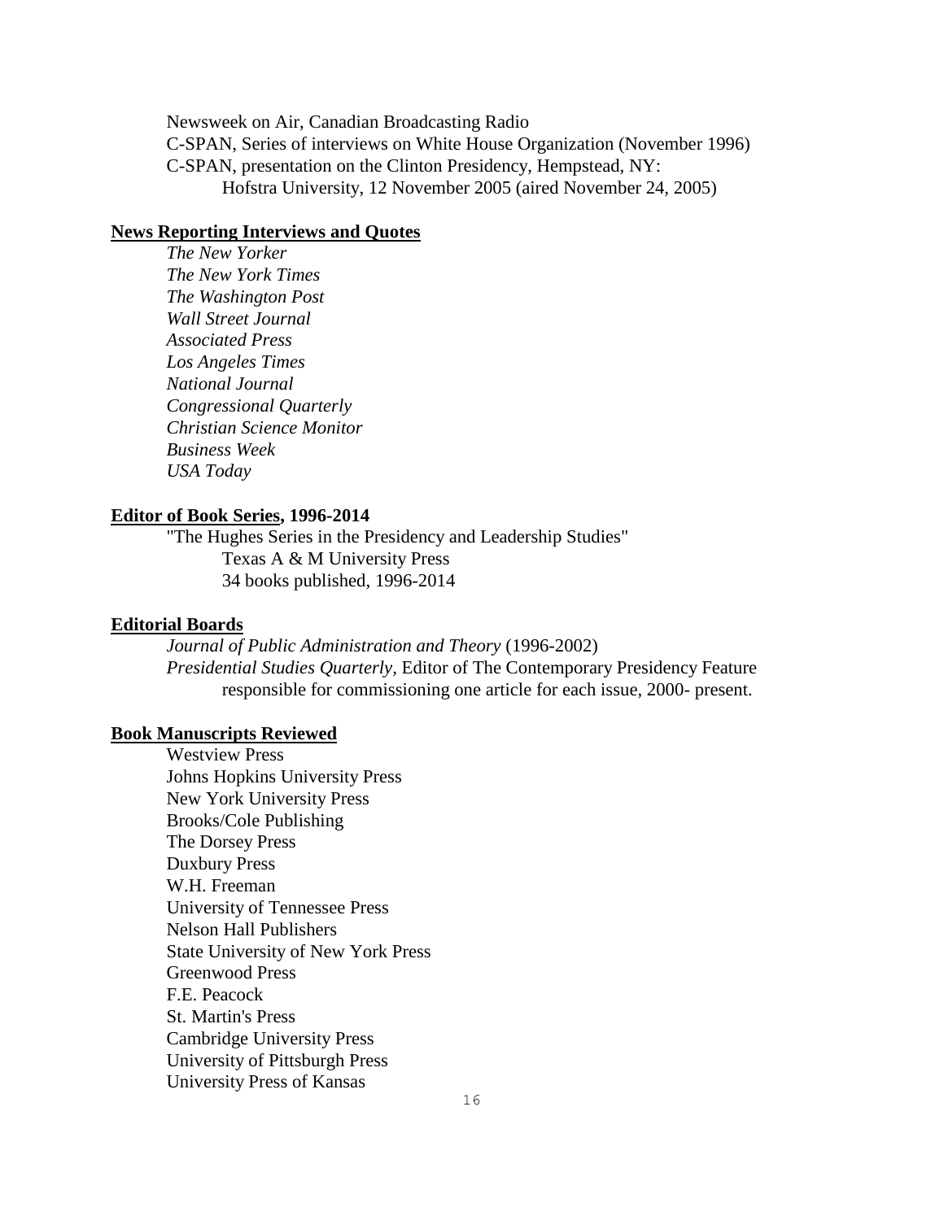Newsweek on Air, Canadian Broadcasting Radio
C-SPAN, Series of interviews on White House Organization (November 1996)
C-SPAN, presentation on the Clinton Presidency, Hempstead, NY:
Hofstra University, 12 November 2005 (aired November 24, 2005)

**News Reporting Interviews and Quotes**

*The New Yorker*
*The New York Times*
*The Washington Post*
*Wall Street Journal*
*Associated Press*
*Los Angeles Times*
*National Journal*
*Congressional Quarterly*
*Christian Science Monitor*
*Business Week*
*USA Today*

**Editor of Book Series, 1996-2014**

"The Hughes Series in the Presidency and Leadership Studies"
Texas A & M University Press
34 books published, 1996-2014

**Editorial Boards**

*Journal of Public Administration and Theory* (1996-2002)
*Presidential Studies Quarterly,* Editor of The Contemporary Presidency Feature responsible for commissioning one article for each issue, 2000- present.

**Book Manuscripts Reviewed**

Westview Press
Johns Hopkins University Press
New York University Press
Brooks/Cole Publishing
The Dorsey Press
Duxbury Press
W.H. Freeman
University of Tennessee Press
Nelson Hall Publishers
State University of New York Press
Greenwood Press
F.E. Peacock
St. Martin's Press
Cambridge University Press
University of Pittsburgh Press
University Press of Kansas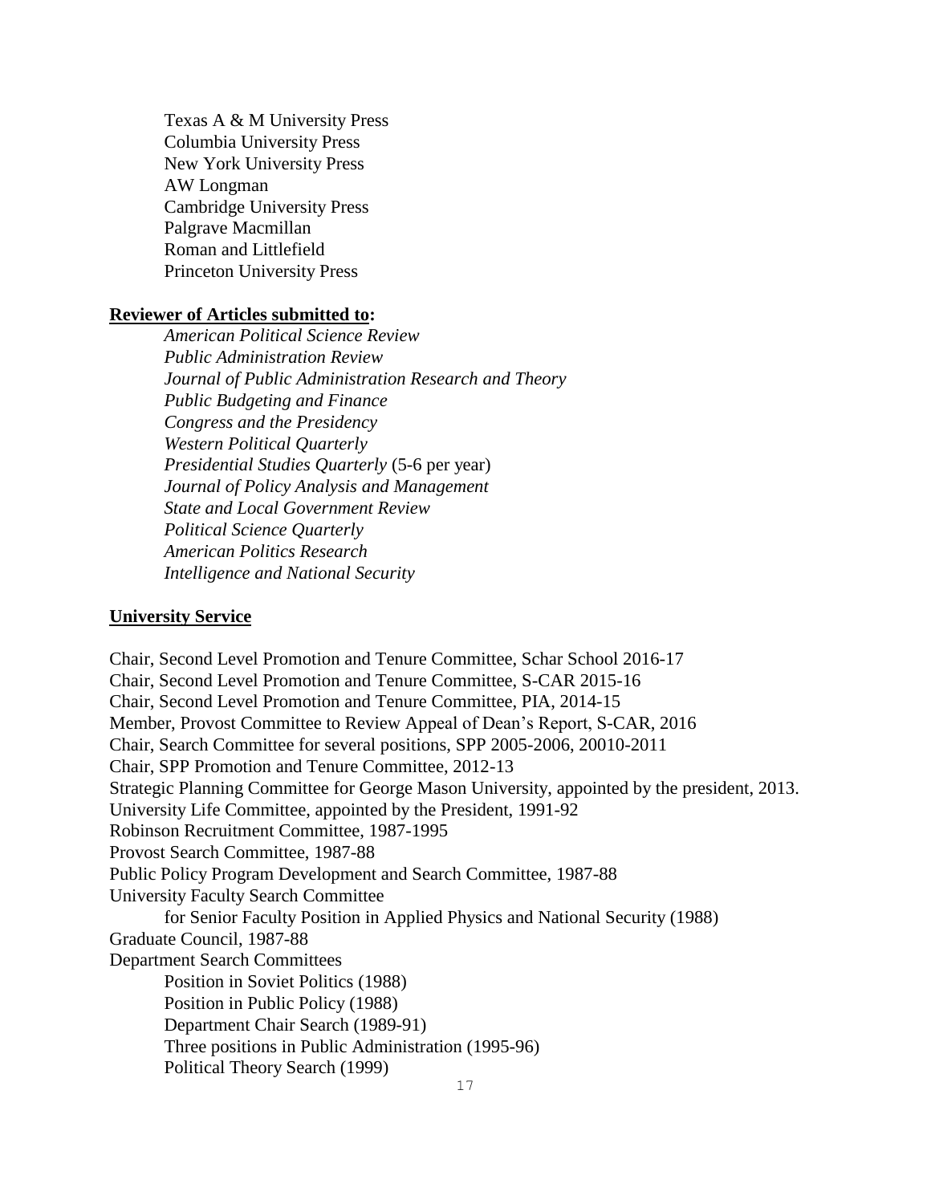Texas A & M University Press
Columbia University Press
New York University Press
AW Longman
Cambridge University Press
Palgrave Macmillan
Roman and Littlefield
Princeton University Press

**Reviewer of Articles submitted to:**

*American Political Science Review*
*Public Administration Review*
*Journal of Public Administration Research and Theory*
*Public Budgeting and Finance*
*Congress and the Presidency*
*Western Political Quarterly*
*Presidential Studies Quarterly* (5-6 per year)
*Journal of Policy Analysis and Management*
*State and Local Government Review*
*Political Science Quarterly*
*American Politics Research*
*Intelligence and National Security*

**University Service**

Chair, Second Level Promotion and Tenure Committee, Schar School 2016-17
Chair, Second Level Promotion and Tenure Committee, S-CAR 2015-16
Chair, Second Level Promotion and Tenure Committee, PIA, 2014-15
Member, Provost Committee to Review Appeal of Dean's Report, S-CAR, 2016
Chair, Search Committee for several positions, SPP 2005-2006, 20010-2011
Chair, SPP Promotion and Tenure Committee, 2012-13
Strategic Planning Committee for George Mason University, appointed by the president, 2013.
University Life Committee, appointed by the President, 1991-92
Robinson Recruitment Committee, 1987-1995
Provost Search Committee, 1987-88
Public Policy Program Development and Search Committee, 1987-88
University Faculty Search Committee
    for Senior Faculty Position in Applied Physics and National Security (1988)
Graduate Council, 1987-88
Department Search Committees
    Position in Soviet Politics (1988)
    Position in Public Policy (1988)
    Department Chair Search (1989-91)
    Three positions in Public Administration (1995-96)
    Political Theory Search (1999)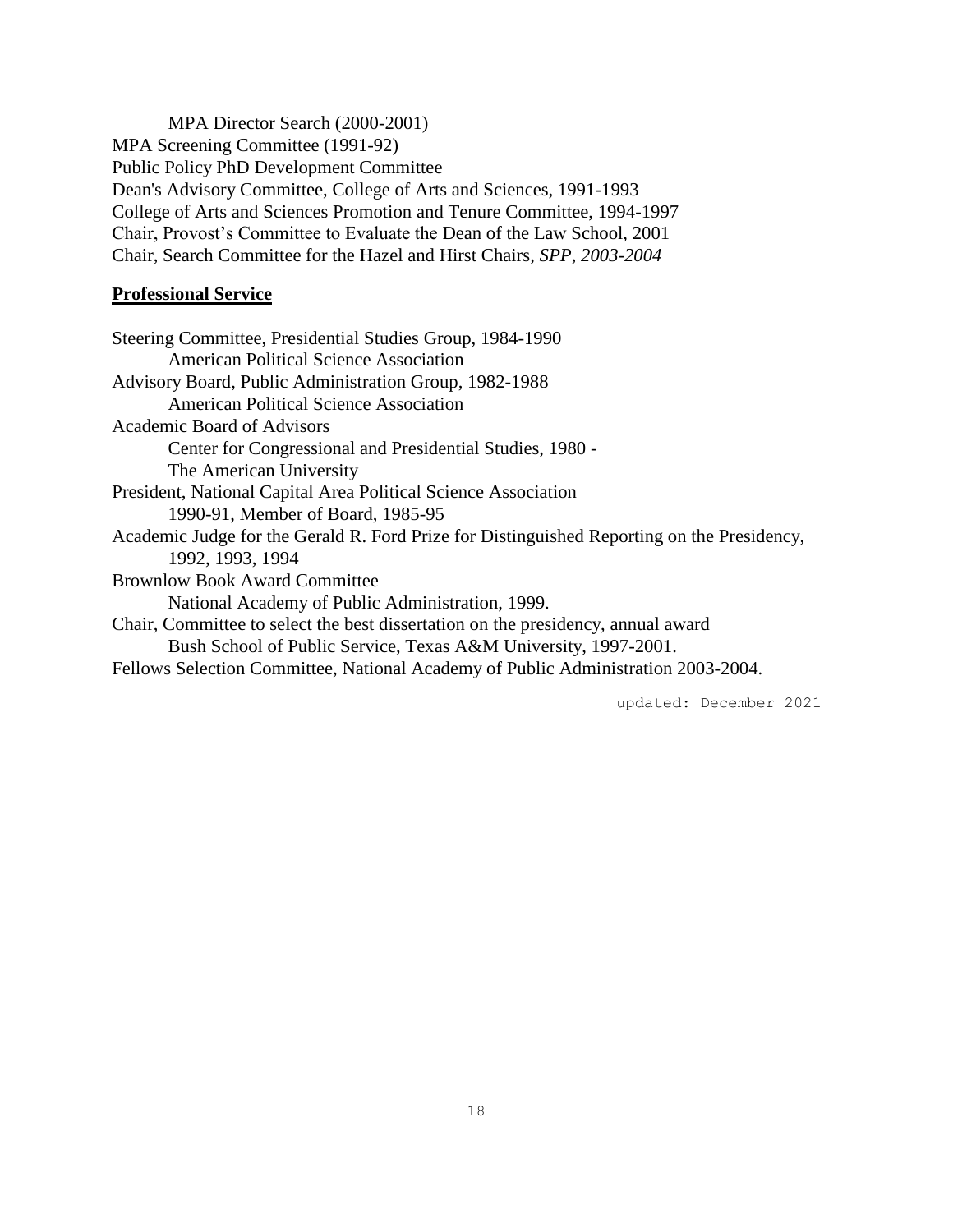MPA Director Search (2000-2001)

MPA Screening Committee (1991-92)

Public Policy PhD Development Committee

Dean's Advisory Committee, College of Arts and Sciences, 1991-1993

College of Arts and Sciences Promotion and Tenure Committee, 1994-1997

Chair, Provost's Committee to Evaluate the Dean of the Law School, 2001

Chair, Search Committee for the Hazel and Hirst Chairs, *SPP, 2003-2004*

**Professional Service**

Steering Committee, Presidential Studies Group, 1984-1990
American Political Science Association

Advisory Board, Public Administration Group, 1982-1988
American Political Science Association

Academic Board of Advisors
Center for Congressional and Presidential Studies, 1980 -
The American University

President, National Capital Area Political Science Association
1990-91, Member of Board, 1985-95

Academic Judge for the Gerald R. Ford Prize for Distinguished Reporting on the Presidency,
1992, 1993, 1994

Brownlow Book Award Committee
National Academy of Public Administration, 1999.

Chair, Committee to select the best dissertation on the presidency, annual award
Bush School of Public Service, Texas A&M University, 1997-2001.

Fellows Selection Committee, National Academy of Public Administration 2003-2004.

updated: December 2021